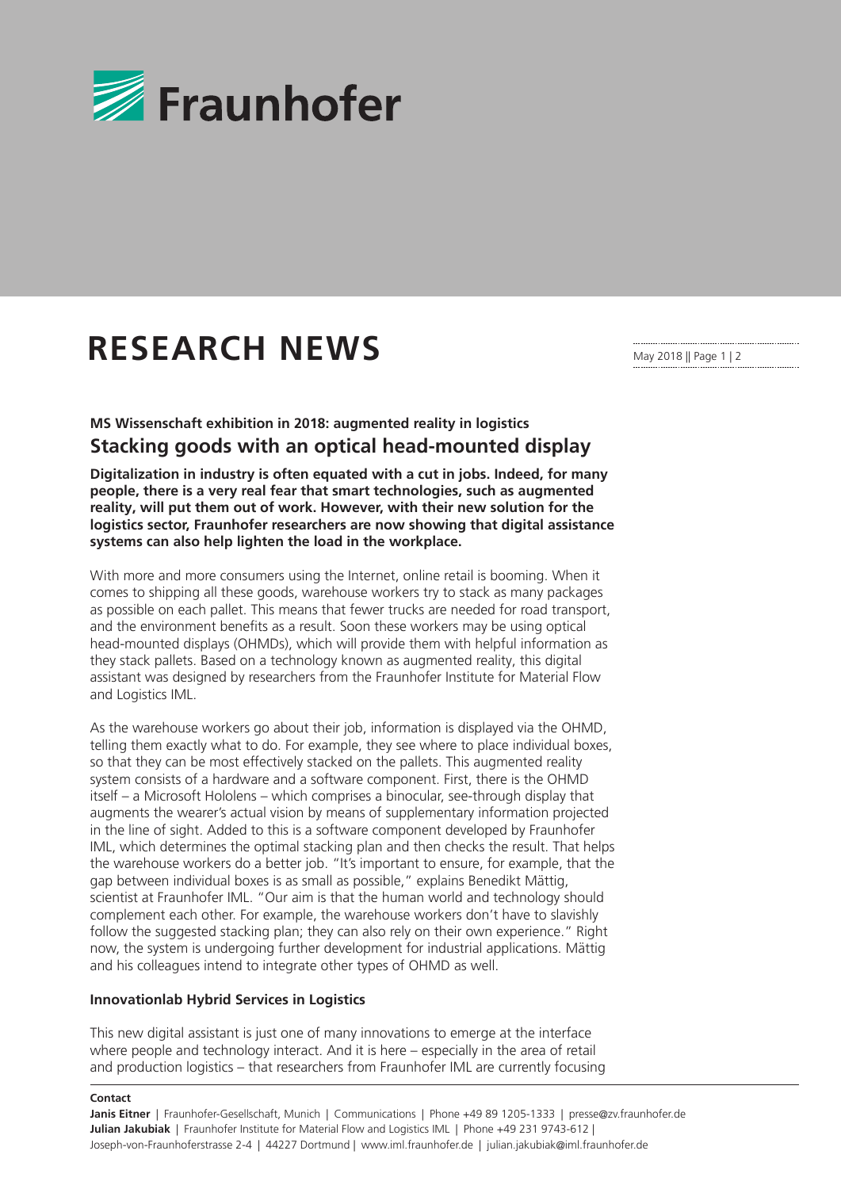# RESEARCH NEWS

**MS Wissenschaft exhibition in 2018: augmented reality in logistics**

## Stacking goods with an optical head-mounted display

**Digitalization in industry is often equated with a cut in jobs. Indeed, for many people, there is a very real fear that smart technologies, such as augmented reality, will put them out of work. However, with their new solution for the logistics sector, Fraunhofer researchers are now showing that digital assistance systems can also help lighten the load in the workplace.**

With more and more consumers using the Internet, online retail is booming. When it comes to shipping all these goods, warehouse workers try to stack as many packages as possible on each pallet. This means that fewer trucks are needed for road transport, and the environment benefits as a result. Soon these workers may be using optical head-mounted displays (OHMDs), which will provide them with helpful information as they stack pallets. Based on a technology known as augmented reality, this digital assistant was designed by researchers from the Fraunhofer Institute for Material Flow and Logistics IML.

As the warehouse workers go about their job, information is displayed via the OHMD, telling them exactly what to do. For example, they see where to place individual boxes, so that they can be most effectively stacked on the pallets. This augmented reality system consists of a hardware and a software component. First, there is the OHMD itself – a Microsoft Hololens – which comprises a binocular, see-through display that augments the wearer's actual vision by means of supplementary information projected in the line of sight. Added to this is a software component developed by Fraunhofer IML, which determines the optimal stacking plan and then checks the result. That helps the warehouse workers do a better job. "It's important to ensure, for example, that the gap between individual boxes is as small as possible," explains Benedikt Mättig, scientist at Fraunhofer IML. "Our aim is that the human world and technology should complement each other. For example, the warehouse workers don't have to slavishly follow the suggested stacking plan; they can also rely on their own experience." Right now, the system is undergoing further development for industrial applications. Mättig and his colleagues intend to integrate other types of OHMD as well.

### Innovationlab Hybrid Services in Logistics

This new digital assistant is just one of many innovations to emerge at the interface where people and technology interact. And it is here – especially in the area of retail and production logistics – that researchers from Fraunhofer IML are currently focusing

**Contact**

**Janis Eitner** | Fraunhofer-Gesellschaft, Munich | Communications | Phone +49 89 1205-1333 | presse@zv.fraunhofer.de
**Julian Jakubiak** | Fraunhofer Institute for Material Flow and Logistics IML | Phone +49 231 9743-612 | Joseph-von-Fraunhoferstrasse 2-4 | 44227 Dortmund | www.iml.fraunhofer.de | julian.jakubiak@iml.fraunhofer.de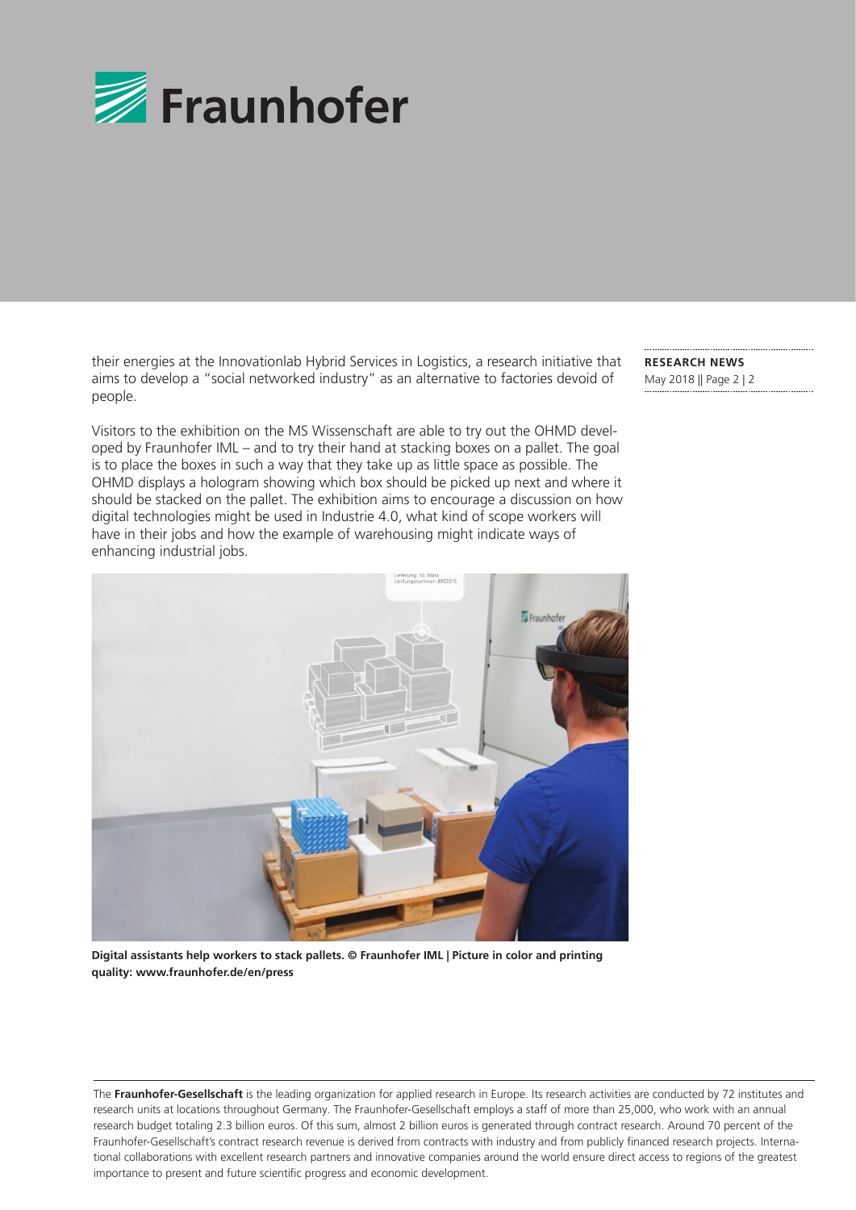their energies at the Innovationlab Hybrid Services in Logistics, a research initiative that aims to develop a "social networked industry" as an alternative to factories devoid of people.

Visitors to the exhibition on the MS Wissenschaft are able to try out the OHMD developed by Fraunhofer IML – and to try their hand at stacking boxes on a pallet. The goal is to place the boxes in such a way that they take up as little space as possible. The OHMD displays a hologram showing which box should be picked up next and where it should be stacked on the pallet. The exhibition aims to encourage a discussion on how digital technologies might be used in Industrie 4.0, what kind of scope workers will have in their jobs and how the example of warehousing might indicate ways of enhancing industrial jobs.

**Digital assistants help workers to stack pallets. © Fraunhofer IML | Picture in color and printing quality: www.fraunhofer.de/en/press**

The **Fraunhofer-Gesellschaft** is the leading organization for applied research in Europe. Its research activities are conducted by 72 institutes and research units at locations throughout Germany. The Fraunhofer-Gesellschaft employs a staff of more than 25,000, who work with an annual research budget totaling 2.3 billion euros. Of this sum, almost 2 billion euros is generated through contract research. Around 70 percent of the Fraunhofer-Gesellschaft's contract research revenue is derived from contracts with industry and from publicly financed research projects. International collaborations with excellent research partners and innovative companies around the world ensure direct access to regions of the greatest importance to present and future scientific progress and economic development.